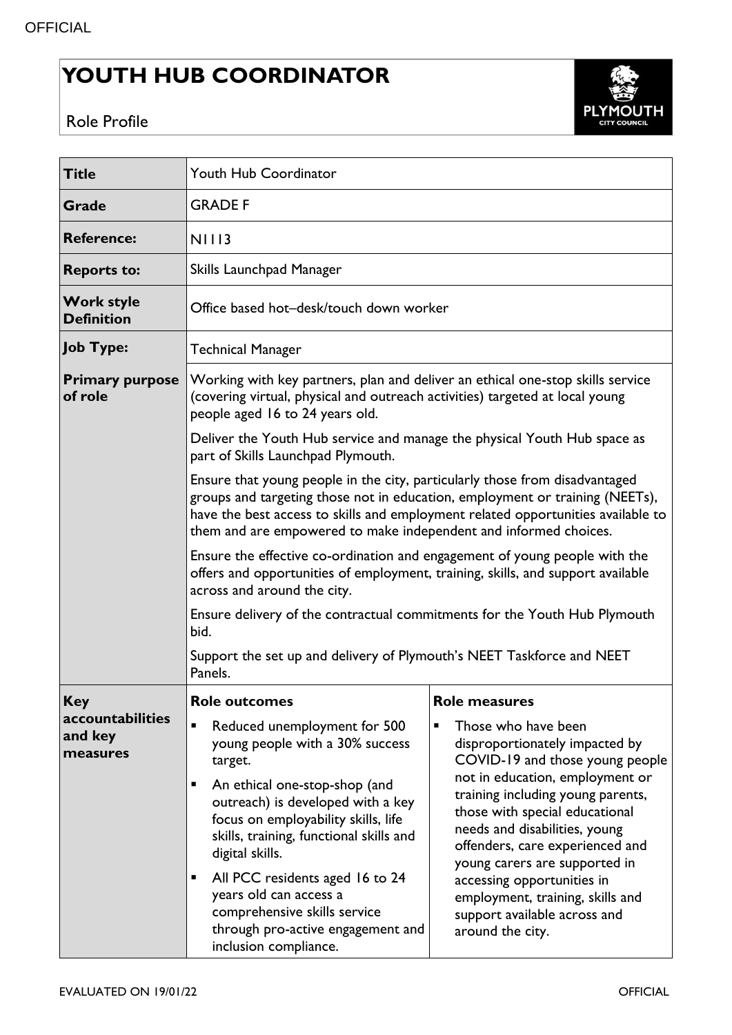# YOUTH HUB COORDINATOR

Role Profile

| **Title** | Youth Hub Coordinator | |
|---|---|---|
| **Grade** | GRADE F | |
| **Reference:** | N1113 | |
| **Reports to:** | Skills Launchpad Manager | |
| **Work style Definition** | Office based hot–desk/touch down worker | |
| **Job Type:** | Technical Manager | |
| **Primary purpose of role** | Working with key partners, plan and deliver an ethical one-stop skills service (covering virtual, physical and outreach activities) targeted at local young people aged 16 to 24 years old.<br><br>Deliver the Youth Hub service and manage the physical Youth Hub space as part of Skills Launchpad Plymouth.<br><br>Ensure that young people in the city, particularly those from disadvantaged groups and targeting those not in education, employment or training (NEETs), have the best access to skills and employment related opportunities available to them and are empowered to make independent and informed choices.<br><br>Ensure the effective co-ordination and engagement of young people with the offers and opportunities of employment, training, skills, and support available across and around the city.<br><br>Ensure delivery of the contractual commitments for the Youth Hub Plymouth bid.<br><br>Support the set up and delivery of Plymouth's NEET Taskforce and NEET Panels. | |
| **Key accountabilities and key measures** | **Role outcomes**<br><br>▪ Reduced unemployment for 500 young people with a 30% success target.<br>▪ An ethical one-stop-shop (and outreach) is developed with a key focus on employability skills, life skills, training, functional skills and digital skills.<br>▪ All PCC residents aged 16 to 24 years old can access a comprehensive skills service through pro-active engagement and inclusion compliance. | **Role measures**<br><br>▪ Those who have been disproportionately impacted by COVID-19 and those young people not in education, employment or training including young parents, those with special educational needs and disabilities, young offenders, care experienced and young carers are supported in accessing opportunities in employment, training, skills and support available across and around the city. |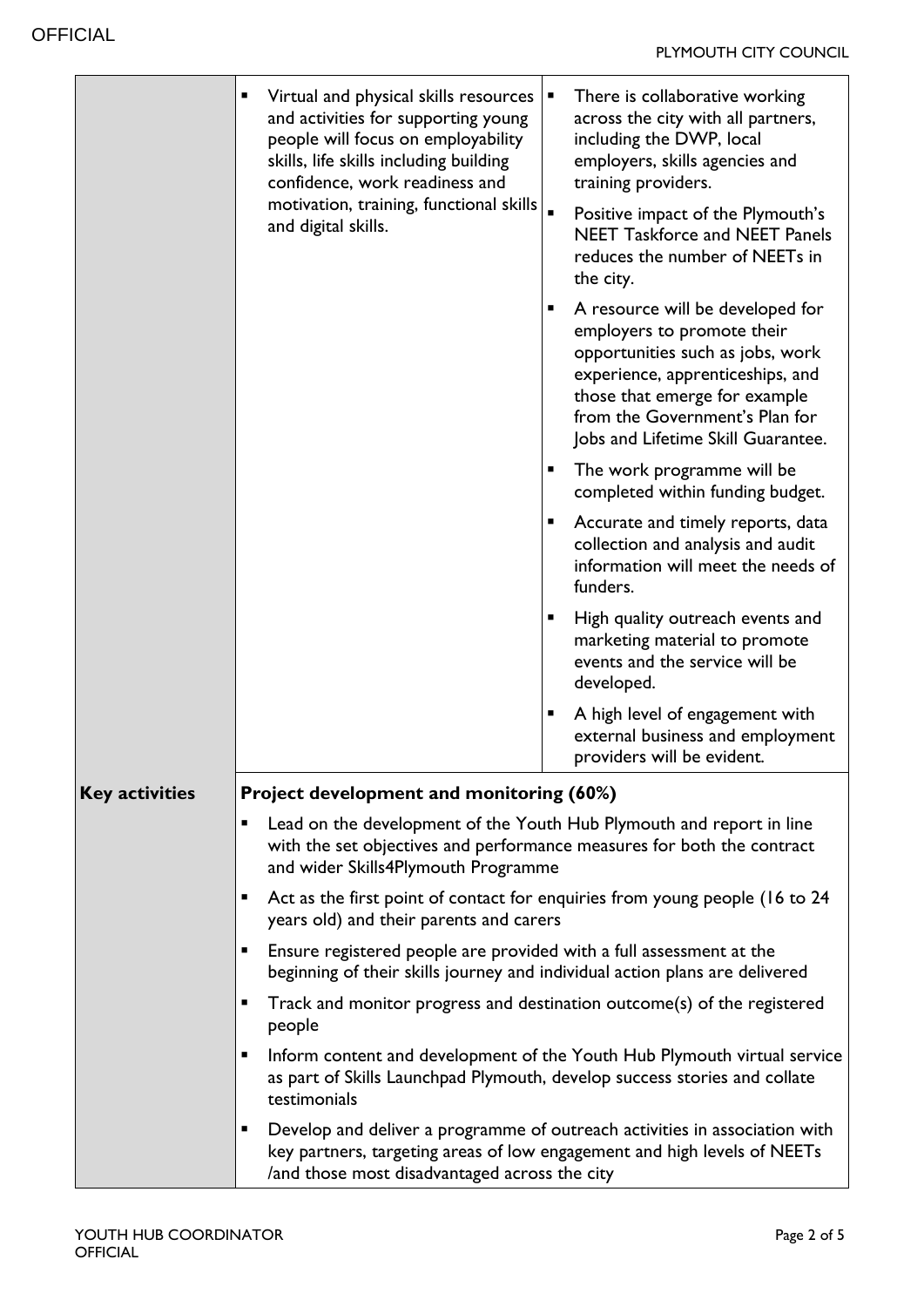| | | |
|---|---|---|
| | ▪ Virtual and physical skills resources and activities for supporting young people will focus on employability skills, life skills including building confidence, work readiness and motivation, training, functional skills and digital skills. | ▪ There is collaborative working across the city with all partners, including the DWP, local employers, skills agencies and training providers.<br>▪ Positive impact of the Plymouth's NEET Taskforce and NEET Panels reduces the number of NEETs in the city.<br>▪ A resource will be developed for employers to promote their opportunities such as jobs, work experience, apprenticeships, and those that emerge for example from the Government's Plan for Jobs and Lifetime Skill Guarantee.<br>▪ The work programme will be completed within funding budget.<br>▪ Accurate and timely reports, data collection and analysis and audit information will meet the needs of funders.<br>▪ High quality outreach events and marketing material to promote events and the service will be developed.<br>▪ A high level of engagement with external business and employment providers will be evident. |
| **Key activities** | **Project development and monitoring (60%)**<br>▪ Lead on the development of the Youth Hub Plymouth and report in line with the set objectives and performance measures for both the contract and wider Skills4Plymouth Programme<br>▪ Act as the first point of contact for enquiries from young people (16 to 24 years old) and their parents and carers<br>▪ Ensure registered people are provided with a full assessment at the beginning of their skills journey and individual action plans are delivered<br>▪ Track and monitor progress and destination outcome(s) of the registered people<br>▪ Inform content and development of the Youth Hub Plymouth virtual service as part of Skills Launchpad Plymouth, develop success stories and collate testimonials<br>▪ Develop and deliver a programme of outreach activities in association with key partners, targeting areas of low engagement and high levels of NEETs /and those most disadvantaged across the city | |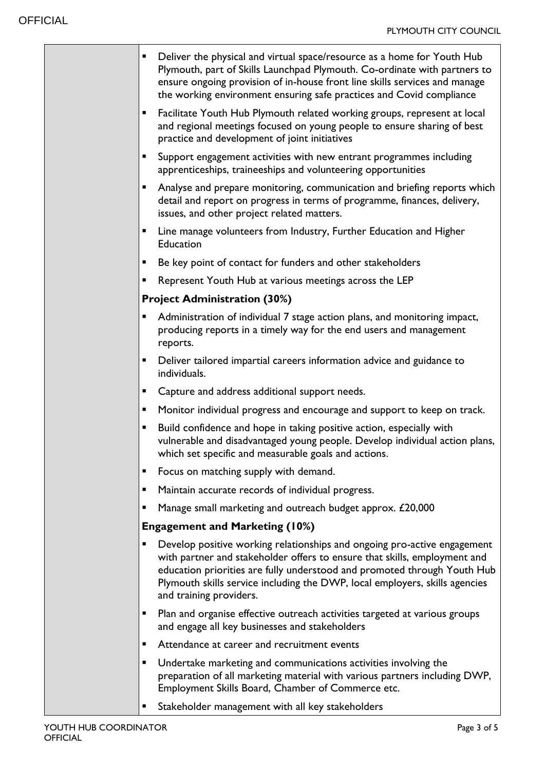- Deliver the physical and virtual space/resource as a home for Youth Hub Plymouth, part of Skills Launchpad Plymouth. Co-ordinate with partners to ensure ongoing provision of in-house front line skills services and manage the working environment ensuring safe practices and Covid compliance
- Facilitate Youth Hub Plymouth related working groups, represent at local and regional meetings focused on young people to ensure sharing of best practice and development of joint initiatives
- Support engagement activities with new entrant programmes including apprenticeships, traineeships and volunteering opportunities
- Analyse and prepare monitoring, communication and briefing reports which detail and report on progress in terms of programme, finances, delivery, issues, and other project related matters.
- Line manage volunteers from Industry, Further Education and Higher Education
- Be key point of contact for funders and other stakeholders
- Represent Youth Hub at various meetings across the LEP

**Project Administration (30%)**

- Administration of individual 7 stage action plans, and monitoring impact, producing reports in a timely way for the end users and management reports.
- Deliver tailored impartial careers information advice and guidance to individuals.
- Capture and address additional support needs.
- Monitor individual progress and encourage and support to keep on track.
- Build confidence and hope in taking positive action, especially with vulnerable and disadvantaged young people. Develop individual action plans, which set specific and measurable goals and actions.
- Focus on matching supply with demand.
- Maintain accurate records of individual progress.
- Manage small marketing and outreach budget approx. £20,000

**Engagement and Marketing (10%)**

- Develop positive working relationships and ongoing pro-active engagement with partner and stakeholder offers to ensure that skills, employment and education priorities are fully understood and promoted through Youth Hub Plymouth skills service including the DWP, local employers, skills agencies and training providers.
- Plan and organise effective outreach activities targeted at various groups and engage all key businesses and stakeholders
- Attendance at career and recruitment events
- Undertake marketing and communications activities involving the preparation of all marketing material with various partners including DWP, Employment Skills Board, Chamber of Commerce etc.
- Stakeholder management with all key stakeholders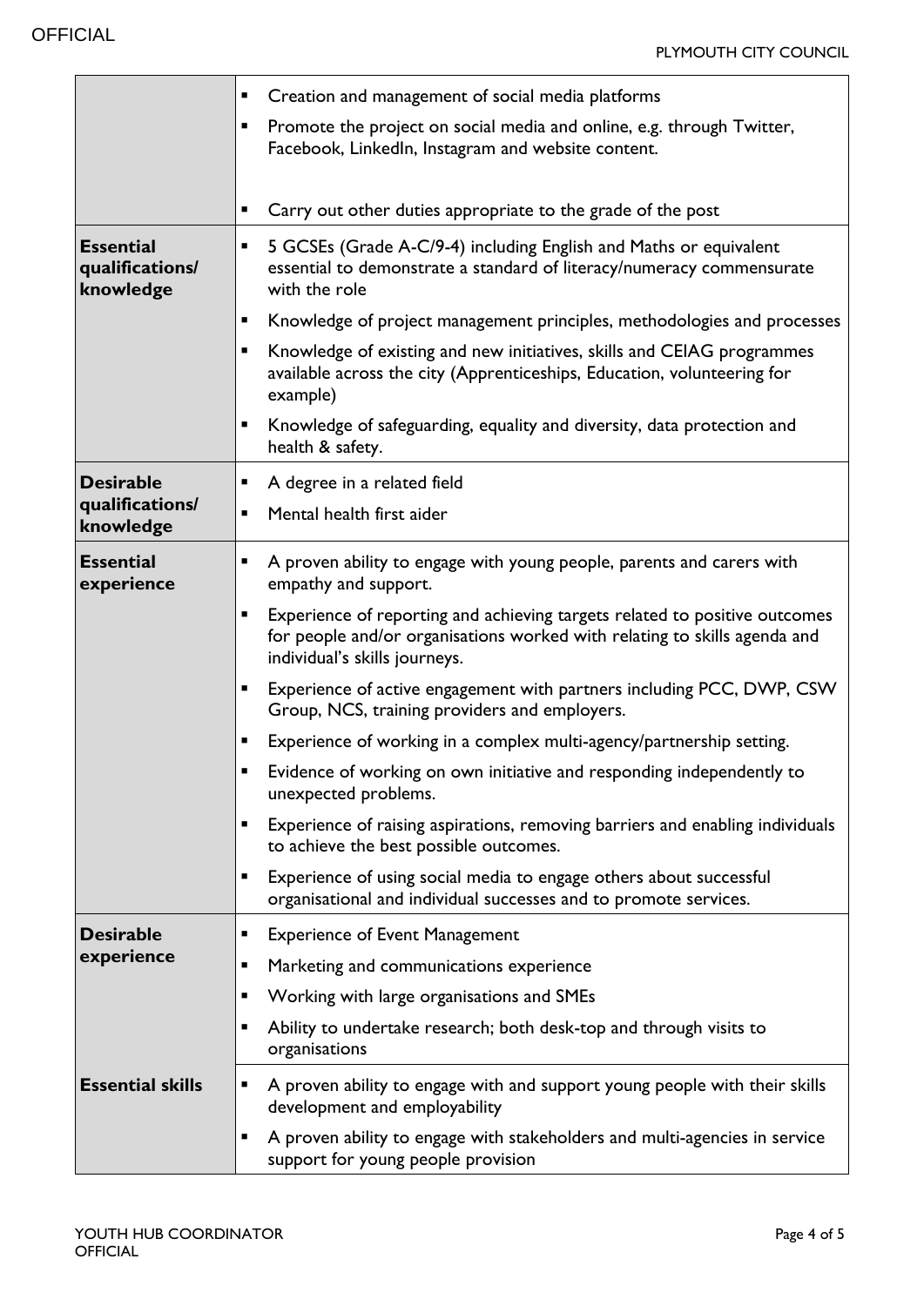| | |
|---|---|
| | ▪ Creation and management of social media platforms<br>▪ Promote the project on social media and online, e.g. through Twitter, Facebook, LinkedIn, Instagram and website content.<br>▪ Carry out other duties appropriate to the grade of the post |
| **Essential qualifications/ knowledge** | ▪ 5 GCSEs (Grade A-C/9-4) including English and Maths or equivalent essential to demonstrate a standard of literacy/numeracy commensurate with the role<br>▪ Knowledge of project management principles, methodologies and processes<br>▪ Knowledge of existing and new initiatives, skills and CEIAG programmes available across the city (Apprenticeships, Education, volunteering for example)<br>▪ Knowledge of safeguarding, equality and diversity, data protection and health & safety. |
| **Desirable qualifications/ knowledge** | ▪ A degree in a related field<br>▪ Mental health first aider |
| **Essential experience** | ▪ A proven ability to engage with young people, parents and carers with empathy and support.<br>▪ Experience of reporting and achieving targets related to positive outcomes for people and/or organisations worked with relating to skills agenda and individual's skills journeys.<br>▪ Experience of active engagement with partners including PCC, DWP, CSW Group, NCS, training providers and employers.<br>▪ Experience of working in a complex multi-agency/partnership setting.<br>▪ Evidence of working on own initiative and responding independently to unexpected problems.<br>▪ Experience of raising aspirations, removing barriers and enabling individuals to achieve the best possible outcomes.<br>▪ Experience of using social media to engage others about successful organisational and individual successes and to promote services. |
| **Desirable experience** | ▪ Experience of Event Management<br>▪ Marketing and communications experience<br>▪ Working with large organisations and SMEs<br>▪ Ability to undertake research; both desk-top and through visits to organisations |
| **Essential skills** | ▪ A proven ability to engage with and support young people with their skills development and employability<br>▪ A proven ability to engage with stakeholders and multi-agencies in service support for young people provision |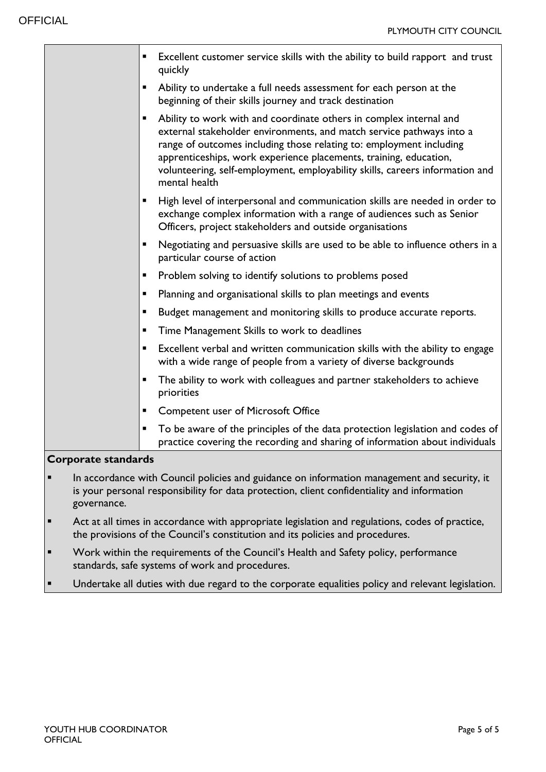| | |
|---|---|
| | - Excellent customer service skills with the ability to build rapport and trust quickly<br>- Ability to undertake a full needs assessment for each person at the beginning of their skills journey and track destination<br>- Ability to work with and coordinate others in complex internal and external stakeholder environments, and match service pathways into a range of outcomes including those relating to: employment including apprenticeships, work experience placements, training, education, volunteering, self-employment, employability skills, careers information and mental health<br>- High level of interpersonal and communication skills are needed in order to exchange complex information with a range of audiences such as Senior Officers, project stakeholders and outside organisations<br>- Negotiating and persuasive skills are used to be able to influence others in a particular course of action<br>- Problem solving to identify solutions to problems posed<br>- Planning and organisational skills to plan meetings and events<br>- Budget management and monitoring skills to produce accurate reports.<br>- Time Management Skills to work to deadlines<br>- Excellent verbal and written communication skills with the ability to engage with a wide range of people from a variety of diverse backgrounds<br>- The ability to work with colleagues and partner stakeholders to achieve priorities<br>- Competent user of Microsoft Office<br>- To be aware of the principles of the data protection legislation and codes of practice covering the recording and sharing of information about individuals |

**Corporate standards**

- In accordance with Council policies and guidance on information management and security, it is your personal responsibility for data protection, client confidentiality and information governance.
- Act at all times in accordance with appropriate legislation and regulations, codes of practice, the provisions of the Council's constitution and its policies and procedures.
- Work within the requirements of the Council's Health and Safety policy, performance standards, safe systems of work and procedures.
- Undertake all duties with due regard to the corporate equalities policy and relevant legislation.